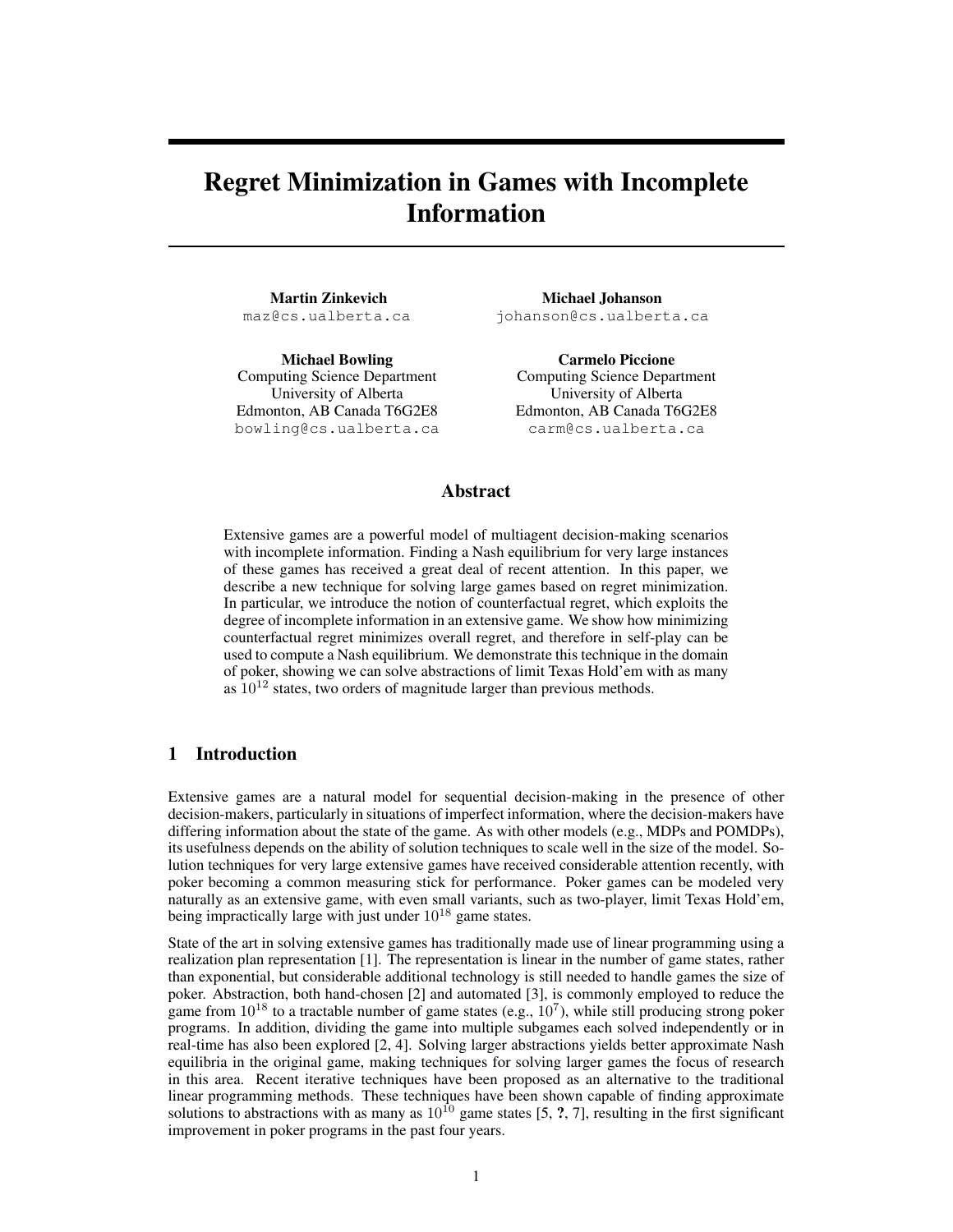# Regret Minimization in Games with Incomplete Information

**Martin Zinkevich**
maz@cs.ualberta.ca

**Michael Johanson**
johanson@cs.ualberta.ca

**Michael Bowling**
Computing Science Department
University of Alberta
Edmonton, AB Canada T6G2E8
bowling@cs.ualberta.ca

**Carmelo Piccione**
Computing Science Department
University of Alberta
Edmonton, AB Canada T6G2E8
carm@cs.ualberta.ca

## Abstract

Extensive games are a powerful model of multiagent decision-making scenarios with incomplete information. Finding a Nash equilibrium for very large instances of these games has received a great deal of recent attention. In this paper, we describe a new technique for solving large games based on regret minimization. In particular, we introduce the notion of counterfactual regret, which exploits the degree of incomplete information in an extensive game. We show how minimizing counterfactual regret minimizes overall regret, and therefore in self-play can be used to compute a Nash equilibrium. We demonstrate this technique in the domain of poker, showing we can solve abstractions of limit Texas Hold'em with as many as $10^{12}$ states, two orders of magnitude larger than previous methods.

## 1 Introduction

Extensive games are a natural model for sequential decision-making in the presence of other decision-makers, particularly in situations of imperfect information, where the decision-makers have differing information about the state of the game. As with other models (e.g., MDPs and POMDPs), its usefulness depends on the ability of solution techniques to scale well in the size of the model. Solution techniques for very large extensive games have received considerable attention recently, with poker becoming a common measuring stick for performance. Poker games can be modeled very naturally as an extensive game, with even small variants, such as two-player, limit Texas Hold'em, being impractically large with just under $10^{18}$ game states.

State of the art in solving extensive games has traditionally made use of linear programming using a realization plan representation [1]. The representation is linear in the number of game states, rather than exponential, but considerable additional technology is still needed to handle games the size of poker. Abstraction, both hand-chosen [2] and automated [3], is commonly employed to reduce the game from $10^{18}$ to a tractable number of game states (e.g., $10^7$), while still producing strong poker programs. In addition, dividing the game into multiple subgames each solved independently or in real-time has also been explored [2, 4]. Solving larger abstractions yields better approximate Nash equilibria in the original game, making techniques for solving larger games the focus of research in this area. Recent iterative techniques have been proposed as an alternative to the traditional linear programming methods. These techniques have been shown capable of finding approximate solutions to abstractions with as many as $10^{10}$ game states [5, **?**, 7], resulting in the first significant improvement in poker programs in the past four years.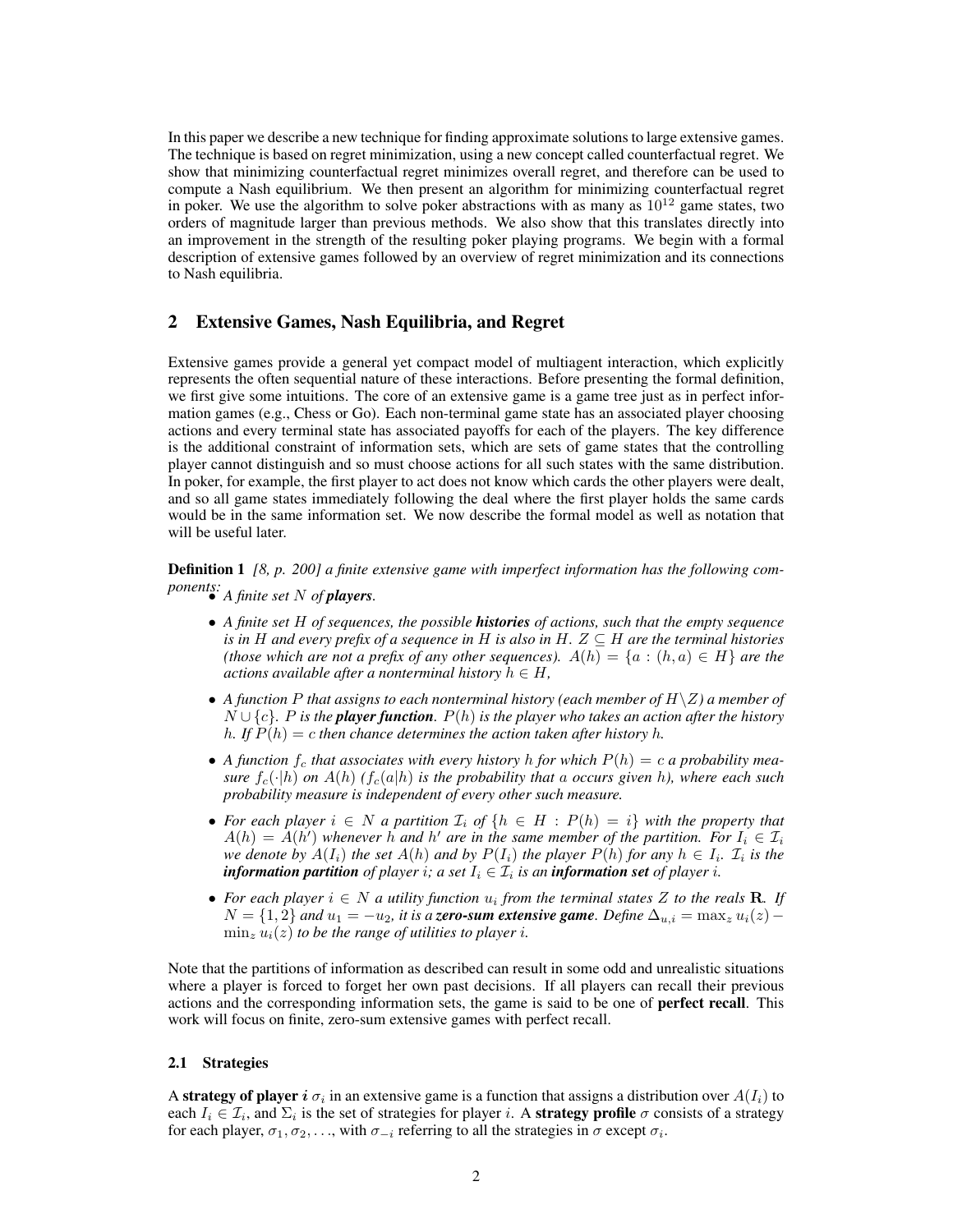In this paper we describe a new technique for finding approximate solutions to large extensive games. The technique is based on regret minimization, using a new concept called counterfactual regret. We show that minimizing counterfactual regret minimizes overall regret, and therefore can be used to compute a Nash equilibrium. We then present an algorithm for minimizing counterfactual regret in poker. We use the algorithm to solve poker abstractions with as many as $10^{12}$ game states, two orders of magnitude larger than previous methods. We also show that this translates directly into an improvement in the strength of the resulting poker playing programs. We begin with a formal description of extensive games followed by an overview of regret minimization and its connections to Nash equilibria.

## 2 Extensive Games, Nash Equilibria, and Regret

Extensive games provide a general yet compact model of multiagent interaction, which explicitly represents the often sequential nature of these interactions. Before presenting the formal definition, we first give some intuitions. The core of an extensive game is a game tree just as in perfect information games (e.g., Chess or Go). Each non-terminal game state has an associated player choosing actions and every terminal state has associated payoffs for each of the players. The key difference is the additional constraint of information sets, which are sets of game states that the controlling player cannot distinguish and so must choose actions for all such states with the same distribution. In poker, for example, the first player to act does not know which cards the other players were dealt, and so all game states immediately following the deal where the first player holds the same cards would be in the same information set. We now describe the formal model as well as notation that will be useful later.

**Definition 1** *[8, p. 200] a finite extensive game with imperfect information has the following components:*

- *A finite set $N$ of **players**.*
- *A finite set $H$ of sequences, the possible **histories** of actions, such that the empty sequence is in $H$ and every prefix of a sequence in $H$ is also in $H$. $Z \subseteq H$ are the terminal histories (those which are not a prefix of any other sequences). $A(h) = \{a : (h, a) \in H\}$ are the actions available after a nonterminal history $h \in H$,*
- *A function $P$ that assigns to each nonterminal history (each member of $H \backslash Z$) a member of $N \cup \{c\}$. $P$ is the **player function**. $P(h)$ is the player who takes an action after the history $h$. If $P(h) = c$ then chance determines the action taken after history $h$.*
- *A function $f_c$ that associates with every history $h$ for which $P(h) = c$ a probability measure $f_c(\cdot|h)$ on $A(h)$ ($f_c(a|h)$ is the probability that $a$ occurs given $h$), where each such probability measure is independent of every other such measure.*
- *For each player $i \in N$ a partition $\mathcal{I}_i$ of $\{h \in H : P(h) = i\}$ with the property that $A(h) = A(h')$ whenever $h$ and $h'$ are in the same member of the partition. For $I_i \in \mathcal{I}_i$ we denote by $A(I_i)$ the set $A(h)$ and by $P(I_i)$ the player $P(h)$ for any $h \in I_i$. $\mathcal{I}_i$ is the **information partition** of player $i$; a set $I_i \in \mathcal{I}_i$ is an **information set** of player $i$.*
- *For each player $i \in N$ a utility function $u_i$ from the terminal states $Z$ to the reals $\mathbf{R}$. If $N = \{1, 2\}$ and $u_1 = -u_2$, it is a **zero-sum extensive game**. Define $\Delta_{u,i} = \max_z u_i(z) - \min_z u_i(z)$ to be the range of utilities to player $i$.*

Note that the partitions of information as described can result in some odd and unrealistic situations where a player is forced to forget her own past decisions. If all players can recall their previous actions and the corresponding information sets, the game is said to be one of **perfect recall**. This work will focus on finite, zero-sum extensive games with perfect recall.

### 2.1 Strategies

A **strategy of player $i$** $\sigma_i$ in an extensive game is a function that assigns a distribution over $A(I_i)$ to each $I_i \in \mathcal{I}_i$, and $\Sigma_i$ is the set of strategies for player $i$. A **strategy profile** $\sigma$ consists of a strategy for each player, $\sigma_1, \sigma_2, \ldots$, with $\sigma_{-i}$ referring to all the strategies in $\sigma$ except $\sigma_i$.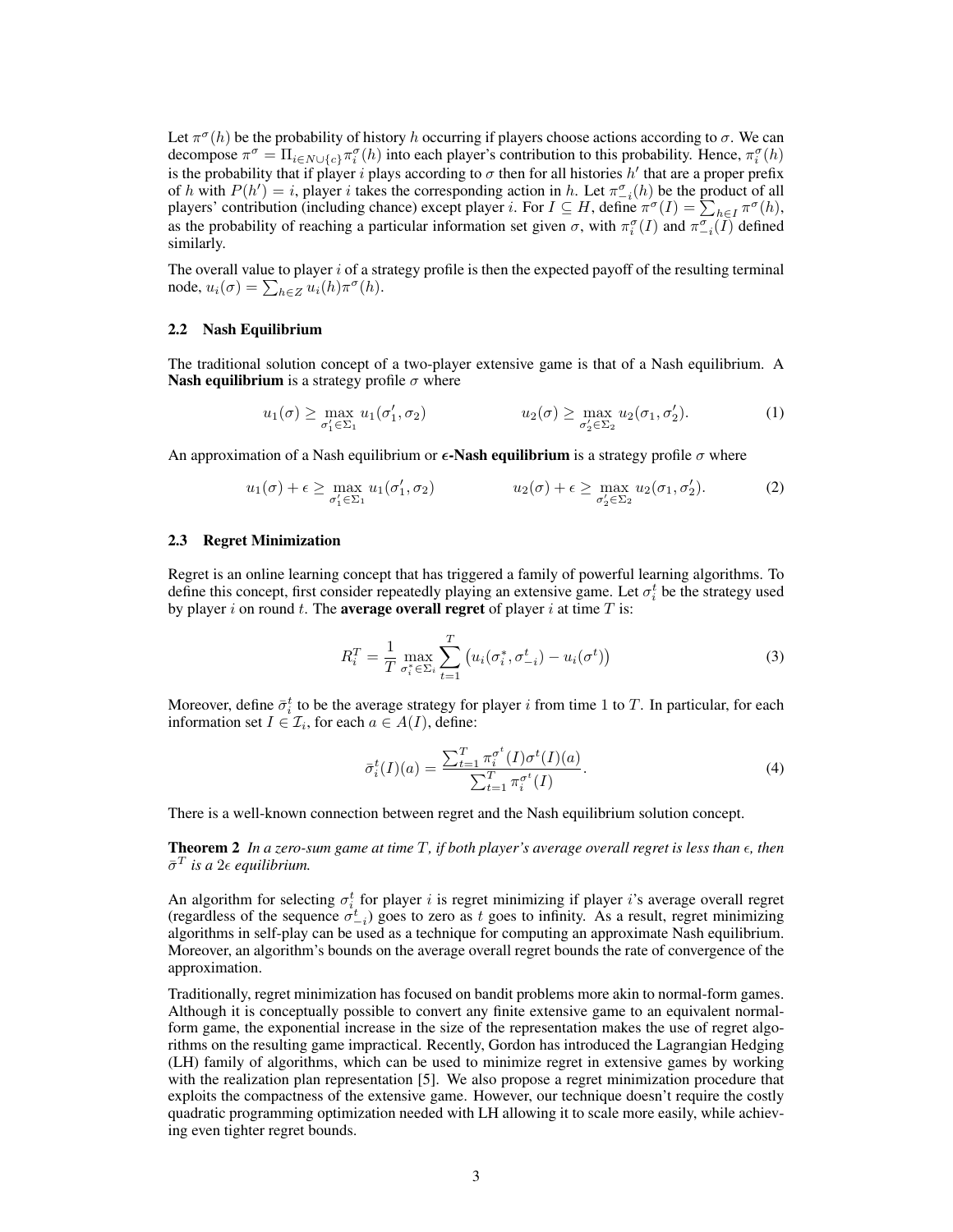Let $\pi^\sigma(h)$ be the probability of history $h$ occurring if players choose actions according to $\sigma$. We can decompose $\pi^\sigma = \Pi_{i \in N \cup \{c\}} \pi_i^\sigma(h)$ into each player's contribution to this probability. Hence, $\pi_i^\sigma(h)$ is the probability that if player $i$ plays according to $\sigma$ then for all histories $h'$ that are a proper prefix of $h$ with $P(h') = i$, player $i$ takes the corresponding action in $h$. Let $\pi_{-i}^\sigma(h)$ be the product of all players' contribution (including chance) except player $i$. For $I \subseteq H$, define $\pi^\sigma(I) = \sum_{h \in I} \pi^\sigma(h)$, as the probability of reaching a particular information set given $\sigma$, with $\pi_i^\sigma(I)$ and $\pi_{-i}^\sigma(I)$ defined similarly.

The overall value to player $i$ of a strategy profile is then the expected payoff of the resulting terminal node, $u_i(\sigma) = \sum_{h \in Z} u_i(h) \pi^\sigma(h)$.

### 2.2 Nash Equilibrium

The traditional solution concept of a two-player extensive game is that of a Nash equilibrium. A **Nash equilibrium** is a strategy profile $\sigma$ where

$$u_1(\sigma) \geq \max_{\sigma_1' \in \Sigma_1} u_1(\sigma_1', \sigma_2) \qquad\qquad u_2(\sigma) \geq \max_{\sigma_2' \in \Sigma_2} u_2(\sigma_1, \sigma_2'). \tag{1}$$

An approximation of a Nash equilibrium or **$\epsilon$-Nash equilibrium** is a strategy profile $\sigma$ where

$$u_1(\sigma) + \epsilon \geq \max_{\sigma_1' \in \Sigma_1} u_1(\sigma_1', \sigma_2) \qquad\qquad u_2(\sigma) + \epsilon \geq \max_{\sigma_2' \in \Sigma_2} u_2(\sigma_1, \sigma_2'). \tag{2}$$

### 2.3 Regret Minimization

Regret is an online learning concept that has triggered a family of powerful learning algorithms. To define this concept, first consider repeatedly playing an extensive game. Let $\sigma_i^t$ be the strategy used by player $i$ on round $t$. The **average overall regret** of player $i$ at time $T$ is:

$$R_i^T = \frac{1}{T} \max_{\sigma_i^* \in \Sigma_i} \sum_{t=1}^{T} \left( u_i(\sigma_i^*, \sigma_{-i}^t) - u_i(\sigma^t) \right) \tag{3}$$

Moreover, define $\bar{\sigma}_i^t$ to be the average strategy for player $i$ from time 1 to $T$. In particular, for each information set $I \in \mathcal{I}_i$, for each $a \in A(I)$, define:

$$\bar{\sigma}_i^t(I)(a) = \frac{\sum_{t=1}^{T} \pi_i^{\sigma^t}(I) \sigma^t(I)(a)}{\sum_{t=1}^{T} \pi_i^{\sigma^t}(I)}. \tag{4}$$

There is a well-known connection between regret and the Nash equilibrium solution concept.

**Theorem 2** *In a zero-sum game at time $T$, if both player's average overall regret is less than $\epsilon$, then $\bar{\sigma}^T$ is a $2\epsilon$ equilibrium.*

An algorithm for selecting $\sigma_i^t$ for player $i$ is regret minimizing if player $i$'s average overall regret (regardless of the sequence $\sigma_{-i}^t$) goes to zero as $t$ goes to infinity. As a result, regret minimizing algorithms in self-play can be used as a technique for computing an approximate Nash equilibrium. Moreover, an algorithm's bounds on the average overall regret bounds the rate of convergence of the approximation.

Traditionally, regret minimization has focused on bandit problems more akin to normal-form games. Although it is conceptually possible to convert any finite extensive game to an equivalent normal-form game, the exponential increase in the size of the representation makes the use of regret algorithms on the resulting game impractical. Recently, Gordon has introduced the Lagrangian Hedging (LH) family of algorithms, which can be used to minimize regret in extensive games by working with the realization plan representation [5]. We also propose a regret minimization procedure that exploits the compactness of the extensive game. However, our technique doesn't require the costly quadratic programming optimization needed with LH allowing it to scale more easily, while achieving even tighter regret bounds.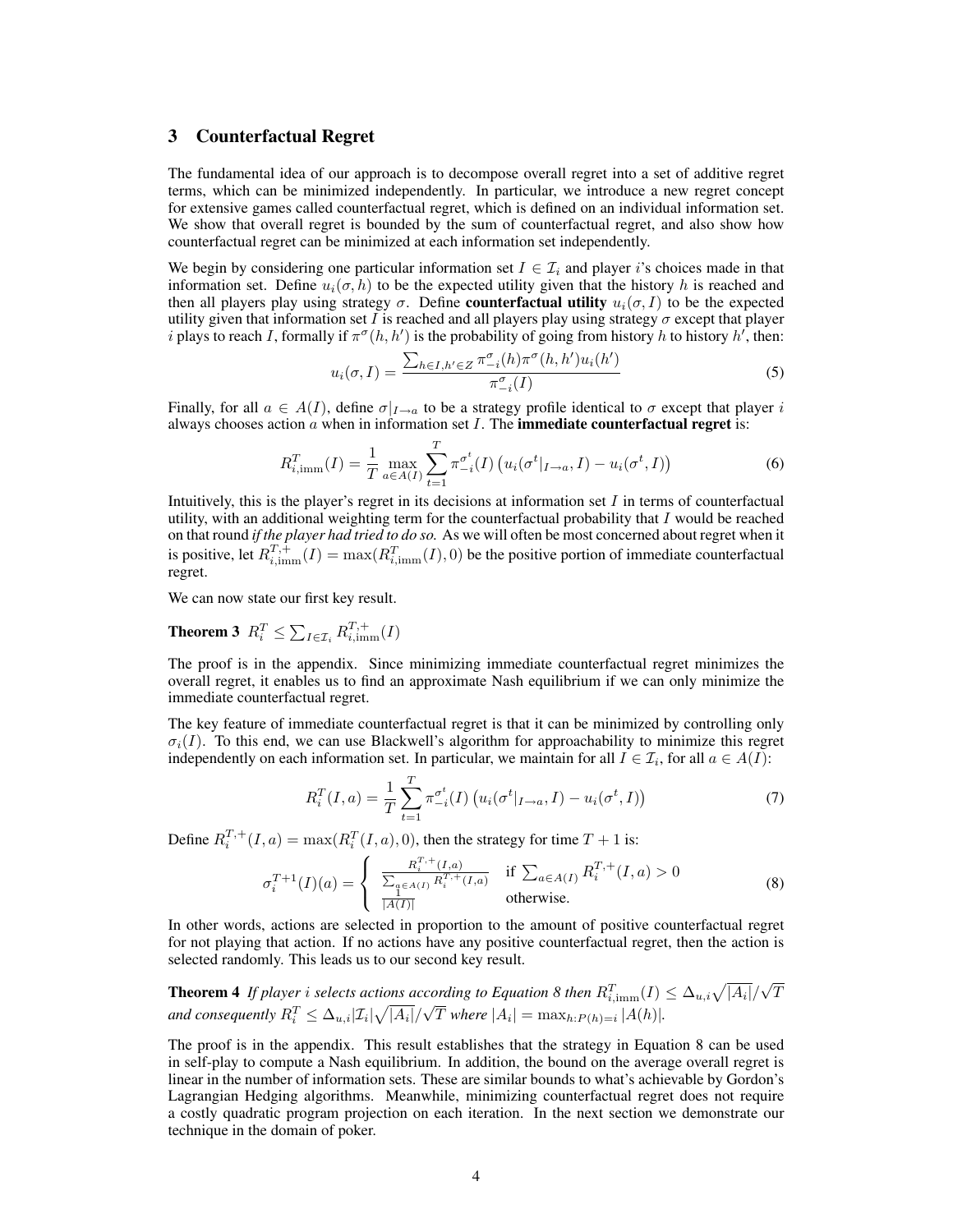## 3 Counterfactual Regret

The fundamental idea of our approach is to decompose overall regret into a set of additive regret terms, which can be minimized independently. In particular, we introduce a new regret concept for extensive games called counterfactual regret, which is defined on an individual information set. We show that overall regret is bounded by the sum of counterfactual regret, and also show how counterfactual regret can be minimized at each information set independently.

We begin by considering one particular information set $I \in \mathcal{I}_i$ and player $i$'s choices made in that information set. Define $u_i(\sigma, h)$ to be the expected utility given that the history $h$ is reached and then all players play using strategy $\sigma$. Define **counterfactual utility** $u_i(\sigma, I)$ to be the expected utility given that information set $I$ is reached and all players play using strategy $\sigma$ except that player $i$ plays to reach $I$, formally if $\pi^\sigma(h, h')$ is the probability of going from history $h$ to history $h'$, then:

$$u_i(\sigma, I) = \frac{\sum_{h \in I, h' \in Z} \pi^\sigma_{-i}(h) \pi^\sigma(h, h') u_i(h')}{\pi^\sigma_{-i}(I)} \tag{5}$$

Finally, for all $a \in A(I)$, define $\sigma|_{I \to a}$ to be a strategy profile identical to $\sigma$ except that player $i$ always chooses action $a$ when in information set $I$. The **immediate counterfactual regret** is:

$$R^T_{i,\mathrm{imm}}(I) = \frac{1}{T} \max_{a \in A(I)} \sum_{t=1}^{T} \pi^{\sigma^t}_{-i}(I) \left( u_i(\sigma^t|_{I \to a}, I) - u_i(\sigma^t, I) \right) \tag{6}$$

Intuitively, this is the player's regret in its decisions at information set $I$ in terms of counterfactual utility, with an additional weighting term for the counterfactual probability that $I$ would be reached on that round *if the player had tried to do so.* As we will often be most concerned about regret when it is positive, let $R^{T,+}_{i,\mathrm{imm}}(I) = \max(R^T_{i,\mathrm{imm}}(I), 0)$ be the positive portion of immediate counterfactual regret.

We can now state our first key result.

**Theorem 3** $R^T_i \leq \sum_{I \in \mathcal{I}_i} R^{T,+}_{i,\mathrm{imm}}(I)$

The proof is in the appendix. Since minimizing immediate counterfactual regret minimizes the overall regret, it enables us to find an approximate Nash equilibrium if we can only minimize the immediate counterfactual regret.

The key feature of immediate counterfactual regret is that it can be minimized by controlling only $\sigma_i(I)$. To this end, we can use Blackwell's algorithm for approachability to minimize this regret independently on each information set. In particular, we maintain for all $I \in \mathcal{I}_i$, for all $a \in A(I)$:

$$R^T_i(I, a) = \frac{1}{T} \sum_{t=1}^{T} \pi^{\sigma^t}_{-i}(I) \left( u_i(\sigma^t|_{I \to a}, I) - u_i(\sigma^t, I) \right) \tag{7}$$

Define $R^{T,+}_i(I, a) = \max(R^T_i(I, a), 0)$, then the strategy for time $T + 1$ is:

$$\sigma^{T+1}_i(I)(a) = \begin{cases} \frac{R^{T,+}_i(I,a)}{\sum_{a \in A(I)} R^{T,+}_i(I,a)} & \text{if } \sum_{a \in A(I)} R^{T,+}_i(I, a) > 0 \\ \frac{1}{|A(I)|} & \text{otherwise.} \end{cases} \tag{8}$$

In other words, actions are selected in proportion to the amount of positive counterfactual regret for not playing that action. If no actions have any positive counterfactual regret, then the action is selected randomly. This leads us to our second key result.

**Theorem 4** *If player $i$ selects actions according to Equation 8 then $R^T_{i,\mathrm{imm}}(I) \leq \Delta_{u,i} \sqrt{|A_i|}/\sqrt{T}$ and consequently $R^T_i \leq \Delta_{u,i} |\mathcal{I}_i| \sqrt{|A_i|}/\sqrt{T}$ where $|A_i| = \max_{h:P(h)=i} |A(h)|$.*

The proof is in the appendix. This result establishes that the strategy in Equation 8 can be used in self-play to compute a Nash equilibrium. In addition, the bound on the average overall regret is linear in the number of information sets. These are similar bounds to what's achievable by Gordon's Lagrangian Hedging algorithms. Meanwhile, minimizing counterfactual regret does not require a costly quadratic program projection on each iteration. In the next section we demonstrate our technique in the domain of poker.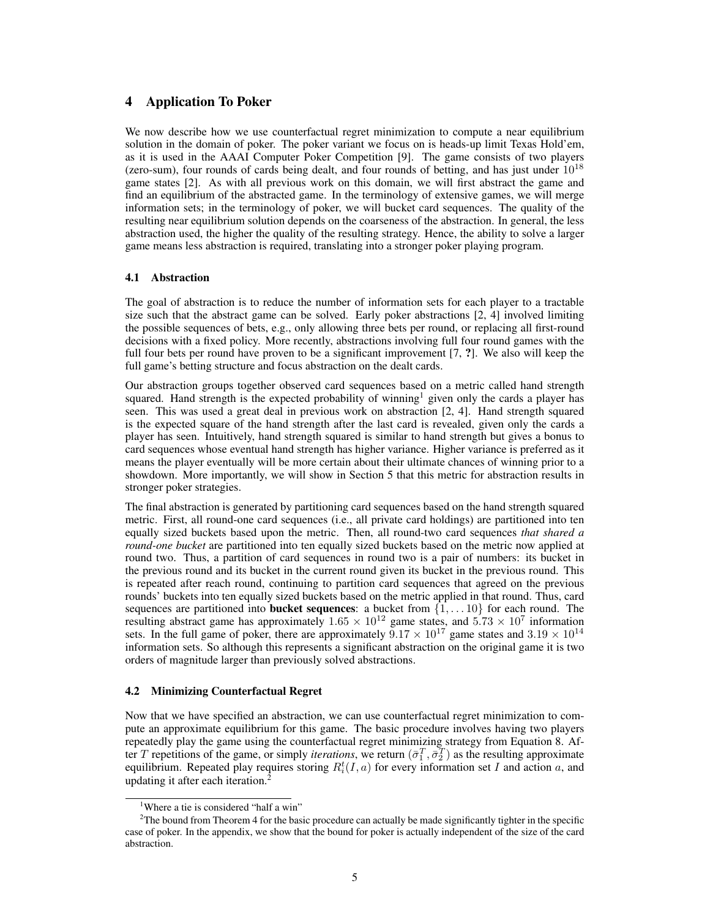## 4 Application To Poker

We now describe how we use counterfactual regret minimization to compute a near equilibrium solution in the domain of poker. The poker variant we focus on is heads-up limit Texas Hold'em, as it is used in the AAAI Computer Poker Competition [9]. The game consists of two players (zero-sum), four rounds of cards being dealt, and four rounds of betting, and has just under $10^{18}$ game states [2]. As with all previous work on this domain, we will first abstract the game and find an equilibrium of the abstracted game. In the terminology of extensive games, we will merge information sets; in the terminology of poker, we will bucket card sequences. The quality of the resulting near equilibrium solution depends on the coarseness of the abstraction. In general, the less abstraction used, the higher the quality of the resulting strategy. Hence, the ability to solve a larger game means less abstraction is required, translating into a stronger poker playing program.

### 4.1 Abstraction

The goal of abstraction is to reduce the number of information sets for each player to a tractable size such that the abstract game can be solved. Early poker abstractions [2, 4] involved limiting the possible sequences of bets, e.g., only allowing three bets per round, or replacing all first-round decisions with a fixed policy. More recently, abstractions involving full four round games with the full four bets per round have proven to be a significant improvement [7, **?**]. We also will keep the full game's betting structure and focus abstraction on the dealt cards.

Our abstraction groups together observed card sequences based on a metric called hand strength squared. Hand strength is the expected probability of winning[1] given only the cards a player has seen. This was used a great deal in previous work on abstraction [2, 4]. Hand strength squared is the expected square of the hand strength after the last card is revealed, given only the cards a player has seen. Intuitively, hand strength squared is similar to hand strength but gives a bonus to card sequences whose eventual hand strength has higher variance. Higher variance is preferred as it means the player eventually will be more certain about their ultimate chances of winning prior to a showdown. More importantly, we will show in Section 5 that this metric for abstraction results in stronger poker strategies.

The final abstraction is generated by partitioning card sequences based on the hand strength squared metric. First, all round-one card sequences (i.e., all private card holdings) are partitioned into ten equally sized buckets based upon the metric. Then, all round-two card sequences *that shared a round-one bucket* are partitioned into ten equally sized buckets based on the metric now applied at round two. Thus, a partition of card sequences in round two is a pair of numbers: its bucket in the previous round and its bucket in the current round given its bucket in the previous round. This is repeated after reach round, continuing to partition card sequences that agreed on the previous rounds' buckets into ten equally sized buckets based on the metric applied in that round. Thus, card sequences are partitioned into **bucket sequences**: a bucket from $\{1, \ldots 10\}$ for each round. The resulting abstract game has approximately $1.65 \times 10^{12}$ game states, and $5.73 \times 10^{7}$ information sets. In the full game of poker, there are approximately $9.17 \times 10^{17}$ game states and $3.19 \times 10^{14}$ information sets. So although this represents a significant abstraction on the original game it is two orders of magnitude larger than previously solved abstractions.

### 4.2 Minimizing Counterfactual Regret

Now that we have specified an abstraction, we can use counterfactual regret minimization to compute an approximate equilibrium for this game. The basic procedure involves having two players repeatedly play the game using the counterfactual regret minimizing strategy from Equation 8. After $T$ repetitions of the game, or simply *iterations*, we return $(\bar{\sigma}_1^T, \bar{\sigma}_2^T)$ as the resulting approximate equilibrium. Repeated play requires storing $R_i^t(I, a)$ for every information set $I$ and action $a$, and updating it after each iteration.[2]

[1] Where a tie is considered "half a win"

[2] The bound from Theorem 4 for the basic procedure can actually be made significantly tighter in the specific case of poker. In the appendix, we show that the bound for poker is actually independent of the size of the card abstraction.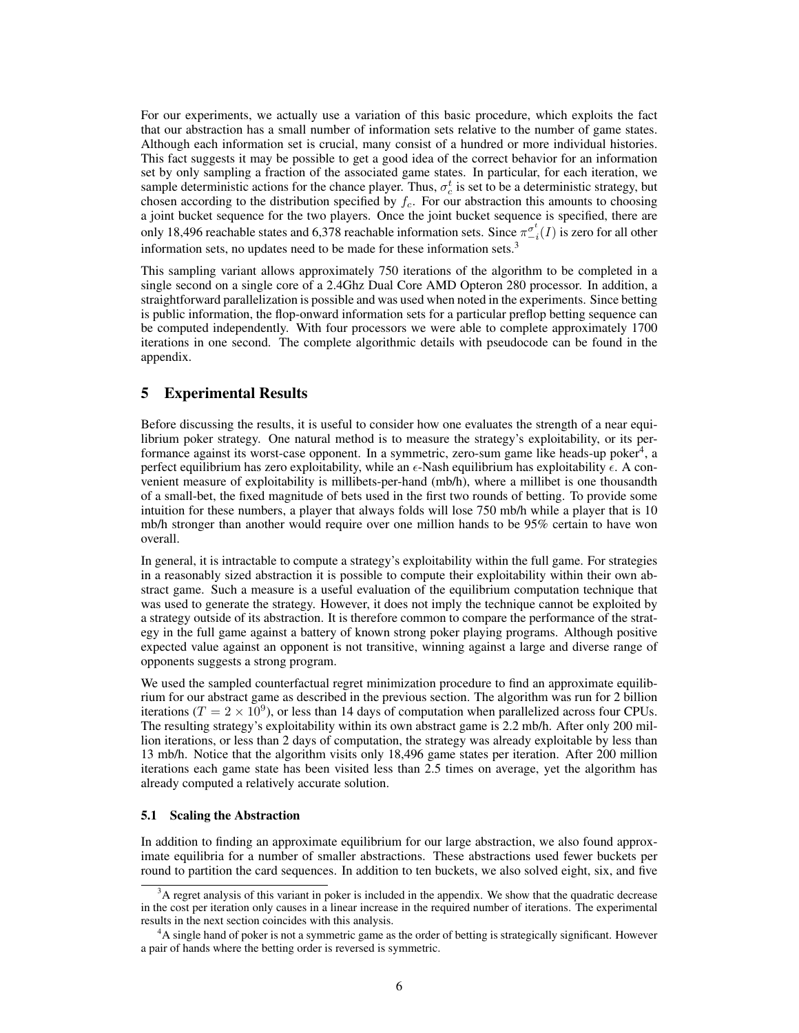For our experiments, we actually use a variation of this basic procedure, which exploits the fact that our abstraction has a small number of information sets relative to the number of game states. Although each information set is crucial, many consist of a hundred or more individual histories. This fact suggests it may be possible to get a good idea of the correct behavior for an information set by only sampling a fraction of the associated game states. In particular, for each iteration, we sample deterministic actions for the chance player. Thus, $\sigma_c^t$ is set to be a deterministic strategy, but chosen according to the distribution specified by $f_c$. For our abstraction this amounts to choosing a joint bucket sequence for the two players. Once the joint bucket sequence is specified, there are only 18,496 reachable states and 6,378 reachable information sets. Since $\pi_{-i}^{\sigma^t}(I)$ is zero for all other information sets, no updates need to be made for these information sets.[3]

This sampling variant allows approximately 750 iterations of the algorithm to be completed in a single second on a single core of a 2.4Ghz Dual Core AMD Opteron 280 processor. In addition, a straightforward parallelization is possible and was used when noted in the experiments. Since betting is public information, the flop-onward information sets for a particular preflop betting sequence can be computed independently. With four processors we were able to complete approximately 1700 iterations in one second. The complete algorithmic details with pseudocode can be found in the appendix.

## 5 Experimental Results

Before discussing the results, it is useful to consider how one evaluates the strength of a near equilibrium poker strategy. One natural method is to measure the strategy's exploitability, or its performance against its worst-case opponent. In a symmetric, zero-sum game like heads-up poker[4], a perfect equilibrium has zero exploitability, while an $\epsilon$-Nash equilibrium has exploitability $\epsilon$. A convenient measure of exploitability is millibets-per-hand (mb/h), where a millibet is one thousandth of a small-bet, the fixed magnitude of bets used in the first two rounds of betting. To provide some intuition for these numbers, a player that always folds will lose 750 mb/h while a player that is 10 mb/h stronger than another would require over one million hands to be 95% certain to have won overall.

In general, it is intractable to compute a strategy's exploitability within the full game. For strategies in a reasonably sized abstraction it is possible to compute their exploitability within their own abstract game. Such a measure is a useful evaluation of the equilibrium computation technique that was used to generate the strategy. However, it does not imply the technique cannot be exploited by a strategy outside of its abstraction. It is therefore common to compare the performance of the strategy in the full game against a battery of known strong poker playing programs. Although positive expected value against an opponent is not transitive, winning against a large and diverse range of opponents suggests a strong program.

We used the sampled counterfactual regret minimization procedure to find an approximate equilibrium for our abstract game as described in the previous section. The algorithm was run for 2 billion iterations ($T = 2 \times 10^9$), or less than 14 days of computation when parallelized across four CPUs. The resulting strategy's exploitability within its own abstract game is 2.2 mb/h. After only 200 million iterations, or less than 2 days of computation, the strategy was already exploitable by less than 13 mb/h. Notice that the algorithm visits only 18,496 game states per iteration. After 200 million iterations each game state has been visited less than 2.5 times on average, yet the algorithm has already computed a relatively accurate solution.

### 5.1 Scaling the Abstraction

In addition to finding an approximate equilibrium for our large abstraction, we also found approximate equilibria for a number of smaller abstractions. These abstractions used fewer buckets per round to partition the card sequences. In addition to ten buckets, we also solved eight, six, and five

[3] A regret analysis of this variant in poker is included in the appendix. We show that the quadratic decrease in the cost per iteration only causes in a linear increase in the required number of iterations. The experimental results in the next section coincides with this analysis.

[4] A single hand of poker is not a symmetric game as the order of betting is strategically significant. However a pair of hands where the betting order is reversed is symmetric.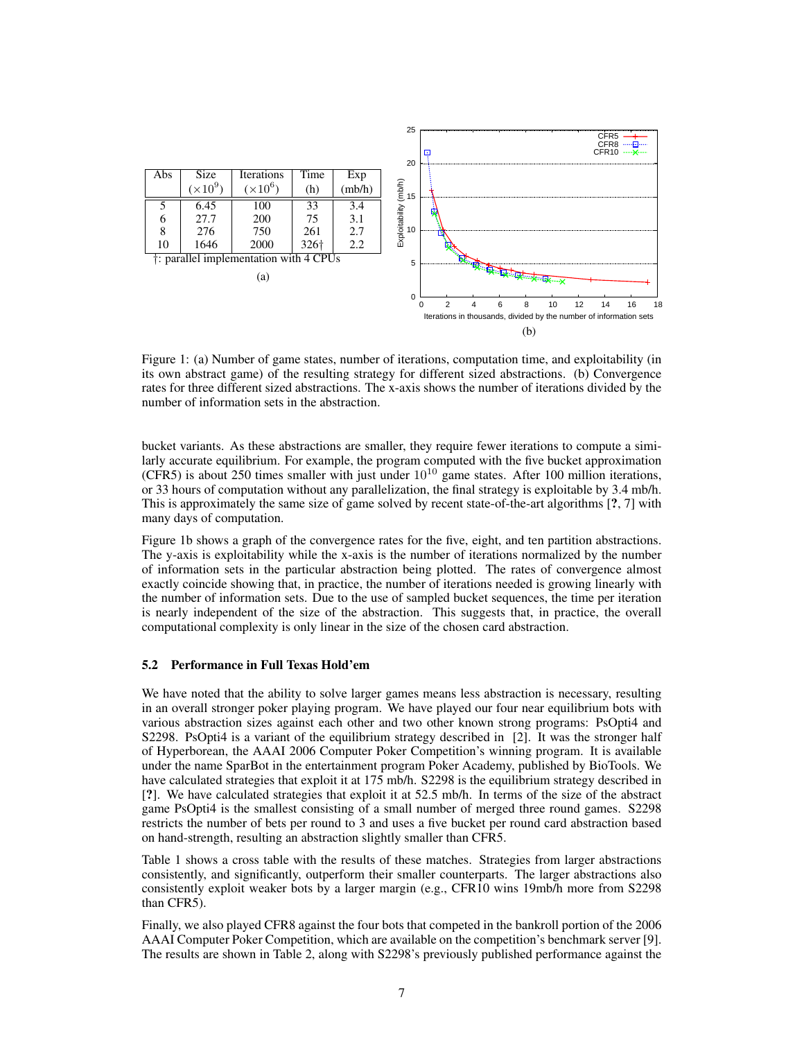| Abs | Size ($\times 10^9$) | Iterations ($\times 10^6$) | Time (h) | Exp (mb/h) |
|---|---|---|---|---|
| 5 | 6.45 | 100 | 33 | 3.4 |
| 6 | 27.7 | 200 | 75 | 3.1 |
| 8 | 276 | 750 | 261 | 2.7 |
| 10 | 1646 | 2000 | 326† | 2.2 |

†: parallel implementation with 4 CPUs

(a)

(b)

Figure 1: (a) Number of game states, number of iterations, computation time, and exploitability (in its own abstract game) of the resulting strategy for different sized abstractions. (b) Convergence rates for three different sized abstractions. The x-axis shows the number of iterations divided by the number of information sets in the abstraction.

bucket variants. As these abstractions are smaller, they require fewer iterations to compute a similarly accurate equilibrium. For example, the program computed with the five bucket approximation (CFR5) is about 250 times smaller with just under $10^{10}$ game states. After 100 million iterations, or 33 hours of computation without any parallelization, the final strategy is exploitable by 3.4 mb/h. This is approximately the same size of game solved by recent state-of-the-art algorithms [?, 7] with many days of computation.

Figure 1b shows a graph of the convergence rates for the five, eight, and ten partition abstractions. The y-axis is exploitability while the x-axis is the number of iterations normalized by the number of information sets in the particular abstraction being plotted. The rates of convergence almost exactly coincide showing that, in practice, the number of iterations needed is growing linearly with the number of information sets. Due to the use of sampled bucket sequences, the time per iteration is nearly independent of the size of the abstraction. This suggests that, in practice, the overall computational complexity is only linear in the size of the chosen card abstraction.

### 5.2 Performance in Full Texas Hold'em

We have noted that the ability to solve larger games means less abstraction is necessary, resulting in an overall stronger poker playing program. We have played our four near equilibrium bots with various abstraction sizes against each other and two other known strong programs: PsOpti4 and S2298. PsOpti4 is a variant of the equilibrium strategy described in [2]. It was the stronger half of Hyperborean, the AAAI 2006 Computer Poker Competition's winning program. It is available under the name SparBot in the entertainment program Poker Academy, published by BioTools. We have calculated strategies that exploit it at 175 mb/h. S2298 is the equilibrium strategy described in [?]. We have calculated strategies that exploit it at 52.5 mb/h. In terms of the size of the abstract game PsOpti4 is the smallest consisting of a small number of merged three round games. S2298 restricts the number of bets per round to 3 and uses a five bucket per round card abstraction based on hand-strength, resulting an abstraction slightly smaller than CFR5.

Table 1 shows a cross table with the results of these matches. Strategies from larger abstractions consistently, and significantly, outperform their smaller counterparts. The larger abstractions also consistently exploit weaker bots by a larger margin (e.g., CFR10 wins 19mb/h more from S2298 than CFR5).

Finally, we also played CFR8 against the four bots that competed in the bankroll portion of the 2006 AAAI Computer Poker Competition, which are available on the competition's benchmark server [9]. The results are shown in Table 2, along with S2298's previously published performance against the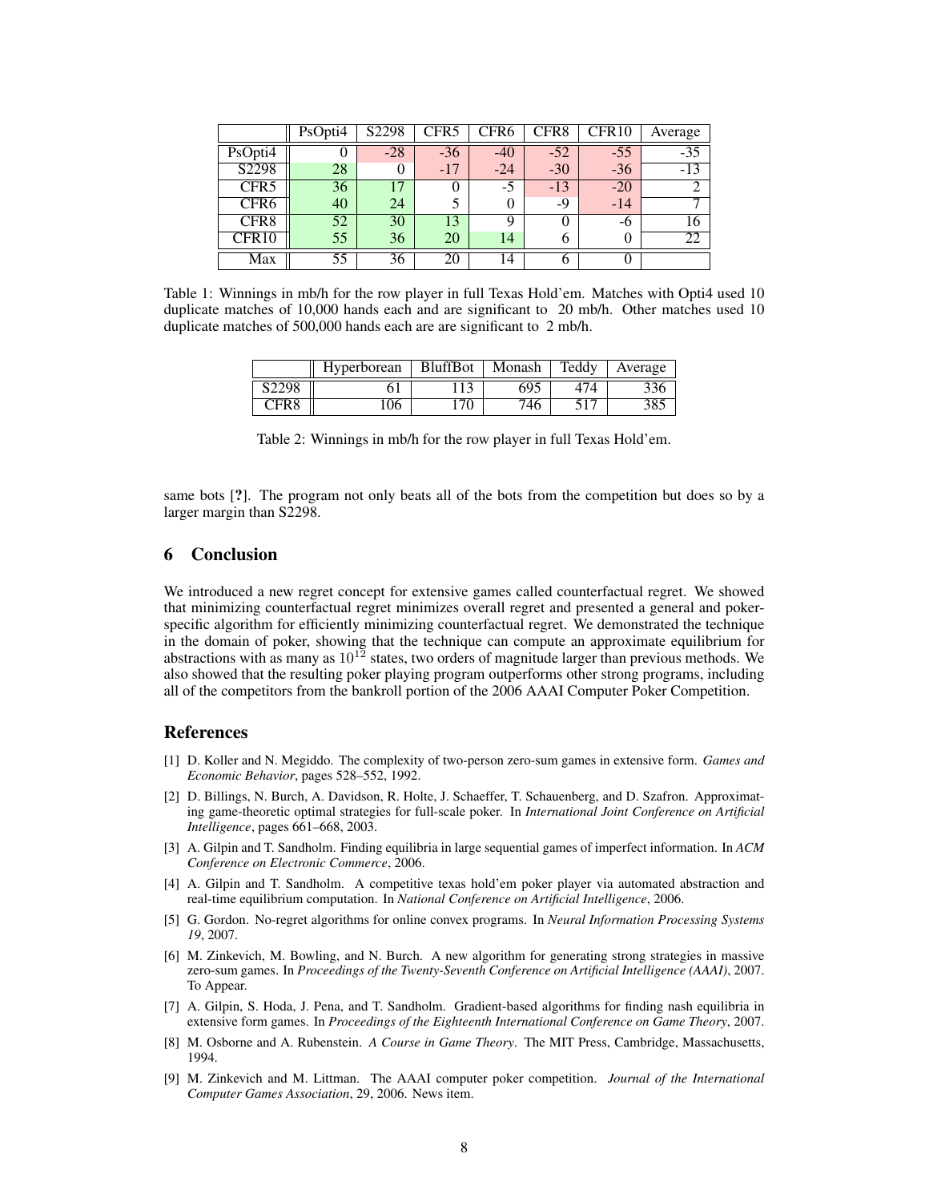| | PsOpti4 | S2298 | CFR5 | CFR6 | CFR8 | CFR10 | Average |
|---|---|---|---|---|---|---|---|
| PsOpti4 | 0 | -28 | -36 | -40 | -52 | -55 | -35 |
| S2298 | 28 | 0 | -17 | -24 | -30 | -36 | -13 |
| CFR5 | 36 | 17 | 0 | -5 | -13 | -20 | 2 |
| CFR6 | 40 | 24 | 5 | 0 | -9 | -14 | 7 |
| CFR8 | 52 | 30 | 13 | 9 | 0 | -6 | 16 |
| CFR10 | 55 | 36 | 20 | 14 | 6 | 0 | 22 |
| Max | 55 | 36 | 20 | 14 | 6 | 0 | |

Table 1: Winnings in mb/h for the row player in full Texas Hold'em. Matches with Opti4 used 10 duplicate matches of 10,000 hands each and are significant to 20 mb/h. Other matches used 10 duplicate matches of 500,000 hands each are are significant to 2 mb/h.

| | Hyperborean | BluffBot | Monash | Teddy | Average |
|---|---|---|---|---|---|
| S2298 | 61 | 113 | 695 | 474 | 336 |
| CFR8 | 106 | 170 | 746 | 517 | 385 |

Table 2: Winnings in mb/h for the row player in full Texas Hold'em.

same bots [?]. The program not only beats all of the bots from the competition but does so by a larger margin than S2298.

## 6 Conclusion

We introduced a new regret concept for extensive games called counterfactual regret. We showed that minimizing counterfactual regret minimizes overall regret and presented a general and poker-specific algorithm for efficiently minimizing counterfactual regret. We demonstrated the technique in the domain of poker, showing that the technique can compute an approximate equilibrium for abstractions with as many as $10^{12}$ states, two orders of magnitude larger than previous methods. We also showed that the resulting poker playing program outperforms other strong programs, including all of the competitors from the bankroll portion of the 2006 AAAI Computer Poker Competition.

## References

[1] D. Koller and N. Megiddo. The complexity of two-person zero-sum games in extensive form. *Games and Economic Behavior*, pages 528–552, 1992.

[2] D. Billings, N. Burch, A. Davidson, R. Holte, J. Schaeffer, T. Schauenberg, and D. Szafron. Approximating game-theoretic optimal strategies for full-scale poker. In *International Joint Conference on Artificial Intelligence*, pages 661–668, 2003.

[3] A. Gilpin and T. Sandholm. Finding equilibria in large sequential games of imperfect information. In *ACM Conference on Electronic Commerce*, 2006.

[4] A. Gilpin and T. Sandholm. A competitive texas hold'em poker player via automated abstraction and real-time equilibrium computation. In *National Conference on Artificial Intelligence*, 2006.

[5] G. Gordon. No-regret algorithms for online convex programs. In *Neural Information Processing Systems 19*, 2007.

[6] M. Zinkevich, M. Bowling, and N. Burch. A new algorithm for generating strong strategies in massive zero-sum games. In *Proceedings of the Twenty-Seventh Conference on Artificial Intelligence (AAAI)*, 2007. To Appear.

[7] A. Gilpin, S. Hoda, J. Pena, and T. Sandholm. Gradient-based algorithms for finding nash equilibria in extensive form games. In *Proceedings of the Eighteenth International Conference on Game Theory*, 2007.

[8] M. Osborne and A. Rubenstein. *A Course in Game Theory*. The MIT Press, Cambridge, Massachusetts, 1994.

[9] M. Zinkevich and M. Littman. The AAAI computer poker competition. *Journal of the International Computer Games Association*, 29, 2006. News item.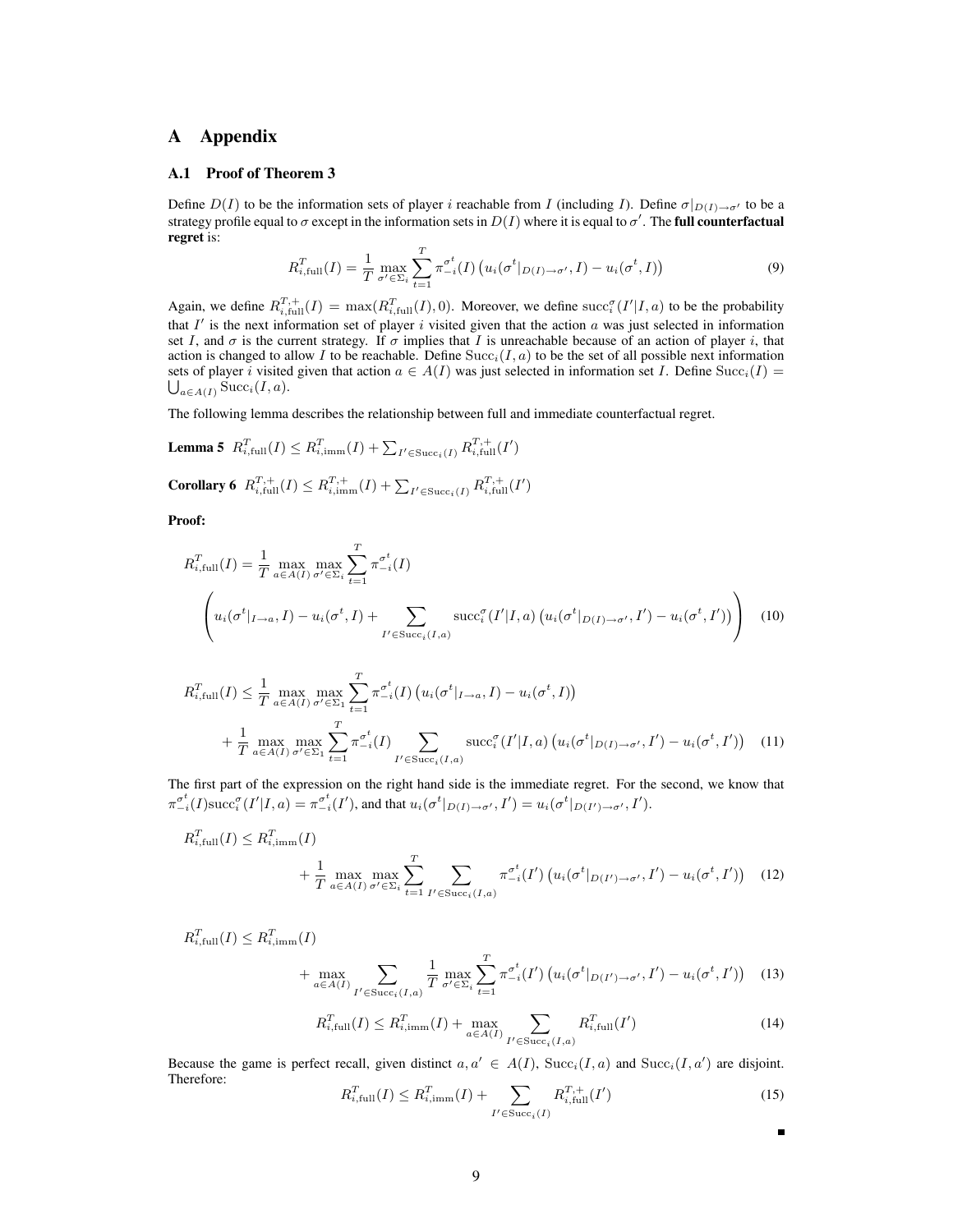# A Appendix

## A.1 Proof of Theorem 3

Define $D(I)$ to be the information sets of player $i$ reachable from $I$ (including $I$). Define $\sigma|_{D(I)\to\sigma'}$ to be a strategy profile equal to $\sigma$ except in the information sets in $D(I)$ where it is equal to $\sigma'$. The **full counterfactual regret** is:

$$R^T_{i,\text{full}}(I) = \frac{1}{T} \max_{\sigma' \in \Sigma_i} \sum_{t=1}^{T} \pi^{\sigma^t}_{-i}(I) \left( u_i(\sigma^t|_{D(I)\to\sigma'}, I) - u_i(\sigma^t, I) \right) \tag{9}$$

Again, we define $R^{T,+}_{i,\text{full}}(I) = \max(R^T_{i,\text{full}}(I), 0)$. Moreover, we define $\text{succ}^\sigma_i(I'|I,a)$ to be the probability that $I'$ is the next information set of player $i$ visited given that the action $a$ was just selected in information set $I$, and $\sigma$ is the current strategy. If $\sigma$ implies that $I$ is unreachable because of an action of player $i$, that action is changed to allow $I$ to be reachable. Define $\text{Succ}_i(I,a)$ to be the set of all possible next information sets of player $i$ visited given that action $a \in A(I)$ was just selected in information set $I$. Define $\text{Succ}_i(I) = \bigcup_{a \in A(I)} \text{Succ}_i(I,a)$.

The following lemma describes the relationship between full and immediate counterfactual regret.

**Lemma 5** $R^T_{i,\text{full}}(I) \leq R^T_{i,\text{imm}}(I) + \sum_{I' \in \text{Succ}_i(I)} R^{T,+}_{i,\text{full}}(I')$

**Corollary 6** $R^{T,+}_{i,\text{full}}(I) \leq R^{T,+}_{i,\text{imm}}(I) + \sum_{I' \in \text{Succ}_i(I)} R^{T,+}_{i,\text{full}}(I')$

**Proof:**

$$R^T_{i,\text{full}}(I) = \frac{1}{T} \max_{a \in A(I)} \max_{\sigma' \in \Sigma_i} \sum_{t=1}^{T} \pi^{\sigma^t}_{-i}(I) \left( u_i(\sigma^t|_{I\to a}, I) - u_i(\sigma^t, I) + \sum_{I' \in \text{Succ}_i(I,a)} \text{succ}^\sigma_i(I'|I,a) \left( u_i(\sigma^t|_{D(I)\to\sigma'}, I') - u_i(\sigma^t, I') \right) \right) \tag{10}$$

$$R^T_{i,\text{full}}(I) \leq \frac{1}{T} \max_{a \in A(I)} \max_{\sigma' \in \Sigma_1} \sum_{t=1}^{T} \pi^{\sigma^t}_{-i}(I) \left( u_i(\sigma^t|_{I\to a}, I) - u_i(\sigma^t, I) \right) + \frac{1}{T} \max_{a \in A(I)} \max_{\sigma' \in \Sigma_1} \sum_{t=1}^{T} \pi^{\sigma^t}_{-i}(I) \sum_{I' \in \text{Succ}_i(I,a)} \text{succ}^\sigma_i(I'|I,a) \left( u_i(\sigma^t|_{D(I)\to\sigma'}, I') - u_i(\sigma^t, I') \right) \tag{11}$$

The first part of the expression on the right hand side is the immediate regret. For the second, we know that $\pi^{\sigma^t}_{-i}(I)\text{succ}^\sigma_i(I'|I,a) = \pi^{\sigma^t}_{-i}(I')$, and that $u_i(\sigma^t|_{D(I)\to\sigma'}, I') = u_i(\sigma^t|_{D(I')\to\sigma'}, I')$.

$$R^T_{i,\text{full}}(I) \leq R^T_{i,\text{imm}}(I) + \frac{1}{T} \max_{a \in A(I)} \max_{\sigma' \in \Sigma_i} \sum_{t=1}^{T} \sum_{I' \in \text{Succ}_i(I,a)} \pi^{\sigma^t}_{-i}(I') \left( u_i(\sigma^t|_{D(I')\to\sigma'}, I') - u_i(\sigma^t, I') \right) \tag{12}$$

$$R^T_{i,\text{full}}(I) \leq R^T_{i,\text{imm}}(I) + \max_{a \in A(I)} \sum_{I' \in \text{Succ}_i(I,a)} \frac{1}{T} \max_{\sigma' \in \Sigma_i} \sum_{t=1}^{T} \pi^{\sigma^t}_{-i}(I') \left( u_i(\sigma^t|_{D(I')\to\sigma'}, I') - u_i(\sigma^t, I') \right) \tag{13}$$

$$R^T_{i,\text{full}}(I) \leq R^T_{i,\text{imm}}(I) + \max_{a \in A(I)} \sum_{I' \in \text{Succ}_i(I,a)} R^T_{i,\text{full}}(I') \tag{14}$$

Because the game is perfect recall, given distinct $a, a' \in A(I)$, $\text{Succ}_i(I,a)$ and $\text{Succ}_i(I,a')$ are disjoint. Therefore:

$$R^T_{i,\text{full}}(I) \leq R^T_{i,\text{imm}}(I) + \sum_{I' \in \text{Succ}_i(I)} R^{T,+}_{i,\text{full}}(I') \tag{15}$$

∎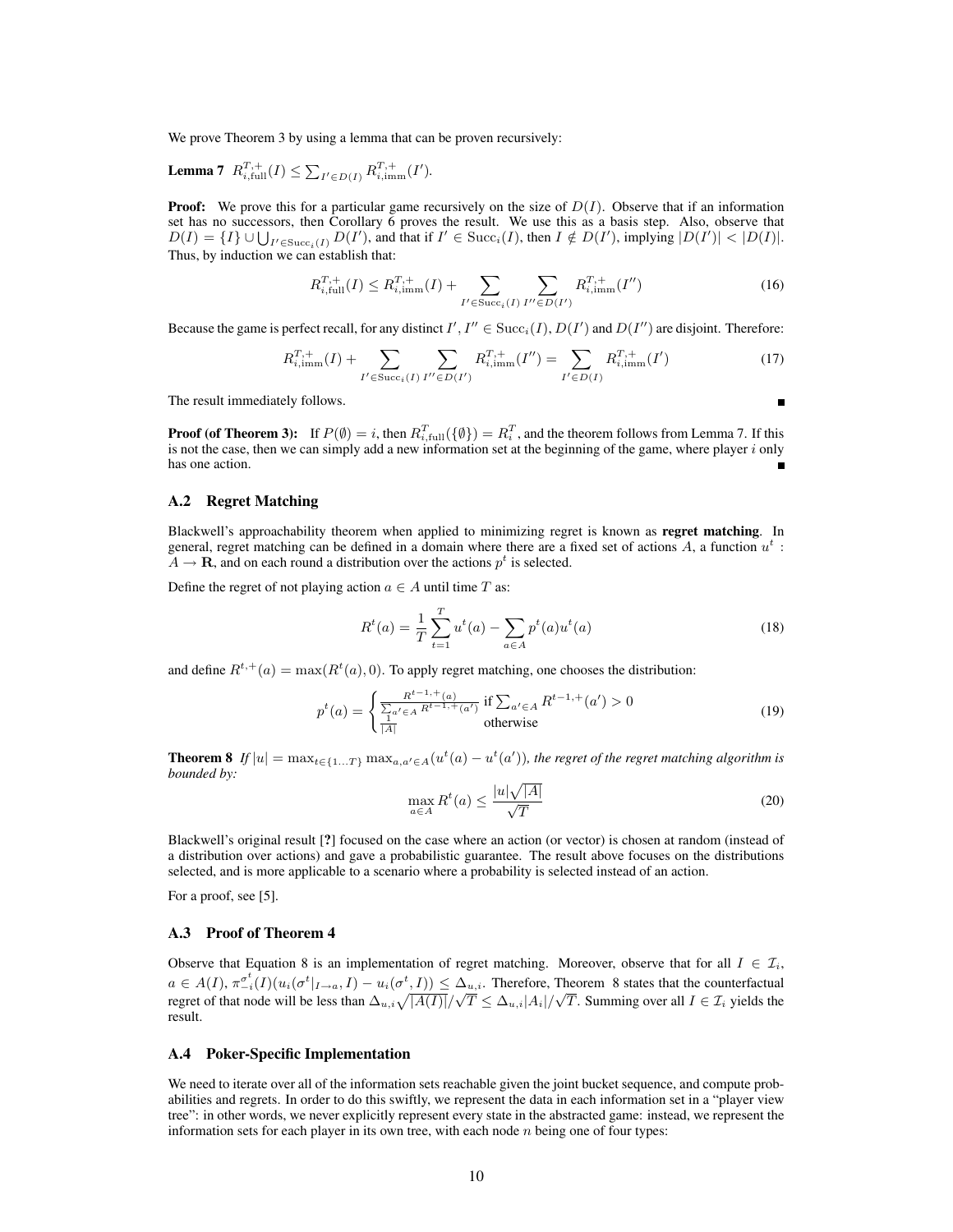We prove Theorem 3 by using a lemma that can be proven recursively:

**Lemma 7** $R^{T,+}_{i,\mathrm{full}}(I) \leq \sum_{I' \in D(I)} R^{T,+}_{i,\mathrm{imm}}(I')$.

**Proof:** We prove this for a particular game recursively on the size of $D(I)$. Observe that if an information set has no successors, then Corollary 6 proves the result. We use this as a basis step. Also, observe that $D(I) = \{I\} \cup \bigcup_{I' \in \mathrm{Succ}_i(I)} D(I')$, and that if $I' \in \mathrm{Succ}_i(I)$, then $I \notin D(I')$, implying $|D(I')| < |D(I)|$. Thus, by induction we can establish that:

$$R^{T,+}_{i,\mathrm{full}}(I) \leq R^{T,+}_{i,\mathrm{imm}}(I) + \sum_{I' \in \mathrm{Succ}_i(I)} \sum_{I'' \in D(I')} R^{T,+}_{i,\mathrm{imm}}(I'') \tag{16}$$

Because the game is perfect recall, for any distinct $I', I'' \in \mathrm{Succ}_i(I)$, $D(I')$ and $D(I'')$ are disjoint. Therefore:

$$R^{T,+}_{i,\mathrm{imm}}(I) + \sum_{I' \in \mathrm{Succ}_i(I)} \sum_{I'' \in D(I')} R^{T,+}_{i,\mathrm{imm}}(I'') = \sum_{I' \in D(I)} R^{T,+}_{i,\mathrm{imm}}(I') \tag{17}$$

The result immediately follows. ∎

**Proof (of Theorem 3):** If $P(\emptyset) = i$, then $R^T_{i,\mathrm{full}}(\{\emptyset\}) = R^T_i$, and the theorem follows from Lemma 7. If this is not the case, then we can simply add a new information set at the beginning of the game, where player $i$ only has one action. ∎

### A.2 Regret Matching

Blackwell's approachability theorem when applied to minimizing regret is known as **regret matching**. In general, regret matching can be defined in a domain where there are a fixed set of actions $A$, a function $u^t : A \to \mathbf{R}$, and on each round a distribution over the actions $p^t$ is selected.

Define the regret of not playing action $a \in A$ until time $T$ as:

$$R^t(a) = \frac{1}{T} \sum_{t=1}^{T} u^t(a) - \sum_{a \in A} p^t(a) u^t(a) \tag{18}$$

and define $R^{t,+}(a) = \max(R^t(a), 0)$. To apply regret matching, one chooses the distribution:

$$p^t(a) = \begin{cases} \frac{R^{t-1,+}(a)}{\sum_{a' \in A} R^{t-1,+}(a')} & \text{if } \sum_{a' \in A} R^{t-1,+}(a') > 0 \\ \frac{1}{|A|} & \text{otherwise} \end{cases} \tag{19}$$

**Theorem 8** *If $|u| = \max_{t \in \{1 \ldots T\}} \max_{a,a' \in A}(u^t(a) - u^t(a'))$, the regret of the regret matching algorithm is bounded by:*

$$\max_{a \in A} R^t(a) \leq \frac{|u|\sqrt{|A|}}{\sqrt{T}} \tag{20}$$

Blackwell's original result [?] focused on the case where an action (or vector) is chosen at random (instead of a distribution over actions) and gave a probabilistic guarantee. The result above focuses on the distributions selected, and is more applicable to a scenario where a probability is selected instead of an action.

For a proof, see [5].

### A.3 Proof of Theorem 4

Observe that Equation 8 is an implementation of regret matching. Moreover, observe that for all $I \in \mathcal{I}_i$, $a \in A(I)$, $\pi^{\sigma^t}_{-i}(I)(u_i(\sigma^t|_{I \to a}, I) - u_i(\sigma^t, I)) \leq \Delta_{u,i}$. Therefore, Theorem 8 states that the counterfactual regret of that node will be less than $\Delta_{u,i}\sqrt{|A(I)|}/\sqrt{T} \leq \Delta_{u,i}|A_i|/\sqrt{T}$. Summing over all $I \in \mathcal{I}_i$ yields the result.

### A.4 Poker-Specific Implementation

We need to iterate over all of the information sets reachable given the joint bucket sequence, and compute probabilities and regrets. In order to do this swiftly, we represent the data in each information set in a "player view tree": in other words, we never explicitly represent every state in the abstracted game: instead, we represent the information sets for each player in its own tree, with each node $n$ being one of four types: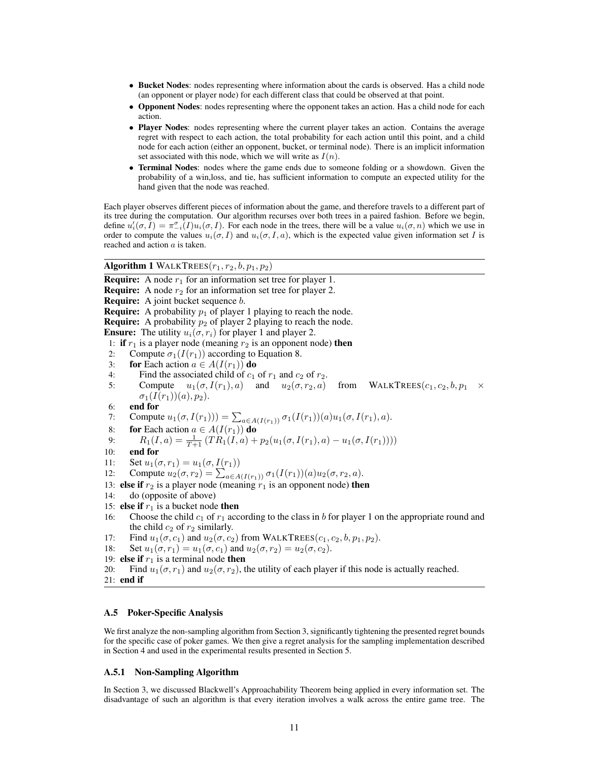- **Bucket Nodes**: nodes representing where information about the cards is observed. Has a child node (an opponent or player node) for each different class that could be observed at that point.
- **Opponent Nodes**: nodes representing where the opponent takes an action. Has a child node for each action.
- **Player Nodes**: nodes representing where the current player takes an action. Contains the average regret with respect to each action, the total probability for each action until this point, and a child node for each action (either an opponent, bucket, or terminal node). There is an implicit information set associated with this node, which we will write as $I(n)$.
- **Terminal Nodes**: nodes where the game ends due to someone folding or a showdown. Given the probability of a win,loss, and tie, has sufficient information to compute an expected utility for the hand given that the node was reached.

Each player observes different pieces of information about the game, and therefore travels to a different part of its tree during the computation. Our algorithm recurses over both trees in a paired fashion. Before we begin, define $u_i'(\sigma, I) = \pi_{-i}^{\sigma}(I)u_i(\sigma, I)$. For each node in the trees, there will be a value $u_i(\sigma, n)$ which we use in order to compute the values $u_i(\sigma, I)$ and $u_i(\sigma, I, a)$, which is the expected value given information set $I$ is reached and action $a$ is taken.

**Algorithm 1** WALKTREES$(r_1, r_2, b, p_1, p_2)$

**Require:** A node $r_1$ for an information set tree for player 1.
**Require:** A node $r_2$ for an information set tree for player 2.
**Require:** A joint bucket sequence $b$.
**Require:** A probability $p_1$ of player 1 playing to reach the node.
**Require:** A probability $p_2$ of player 2 playing to reach the node.
**Ensure:** The utility $u_i(\sigma, r_i)$ for player 1 and player 2.

1: **if** $r_1$ is a player node (meaning $r_2$ is an opponent node) **then**
2: Compute $\sigma_1(I(r_1))$ according to Equation 8.
3: **for** Each action $a \in A(I(r_1))$ **do**
4: Find the associated child of $c_1$ of $r_1$ and $c_2$ of $r_2$.
5: Compute $u_1(\sigma, I(r_1), a)$ and $u_2(\sigma, r_2, a)$ from WALKTREES$(c_1, c_2, b, p_1 \times \sigma_1(I(r_1))(a), p_2)$.
6: **end for**
7: Compute $u_1(\sigma, I(r_1))) = \sum_{a \in A(I(r_1))} \sigma_1(I(r_1))(a) u_1(\sigma, I(r_1), a)$.
8: **for** Each action $a \in A(I(r_1))$ **do**
9: $R_1(I, a) = \frac{1}{T+1}\left(TR_1(I, a) + p_2(u_1(\sigma, I(r_1), a) - u_1(\sigma, I(r_1)))\right)$
10: **end for**
11: Set $u_1(\sigma, r_1) = u_1(\sigma, I(r_1))$
12: Compute $u_2(\sigma, r_2) = \sum_{a \in A(I(r_1))} \sigma_1(I(r_1))(a) u_2(\sigma, r_2, a)$.
13: **else if** $r_2$ is a player node (meaning $r_1$ is an opponent node) **then**
14: do (opposite of above)
15: **else if** $r_1$ is a bucket node **then**
16: Choose the child $c_1$ of $r_1$ according to the class in $b$ for player 1 on the appropriate round and the child $c_2$ of $r_2$ similarly.
17: Find $u_1(\sigma, c_1)$ and $u_2(\sigma, c_2)$ from WALKTREES$(c_1, c_2, b, p_1, p_2)$.
18: Set $u_1(\sigma, r_1) = u_1(\sigma, c_1)$ and $u_2(\sigma, r_2) = u_2(\sigma, c_2)$.
19: **else if** $r_1$ is a terminal node **then**
20: Find $u_1(\sigma, r_1)$ and $u_2(\sigma, r_2)$, the utility of each player if this node is actually reached.
21: **end if**

### A.5 Poker-Specific Analysis

We first analyze the non-sampling algorithm from Section 3, significantly tightening the presented regret bounds for the specific case of poker games. We then give a regret analysis for the sampling implementation described in Section 4 and used in the experimental results presented in Section 5.

#### A.5.1 Non-Sampling Algorithm

In Section 3, we discussed Blackwell's Approachability Theorem being applied in every information set. The disadvantage of such an algorithm is that every iteration involves a walk across the entire game tree. The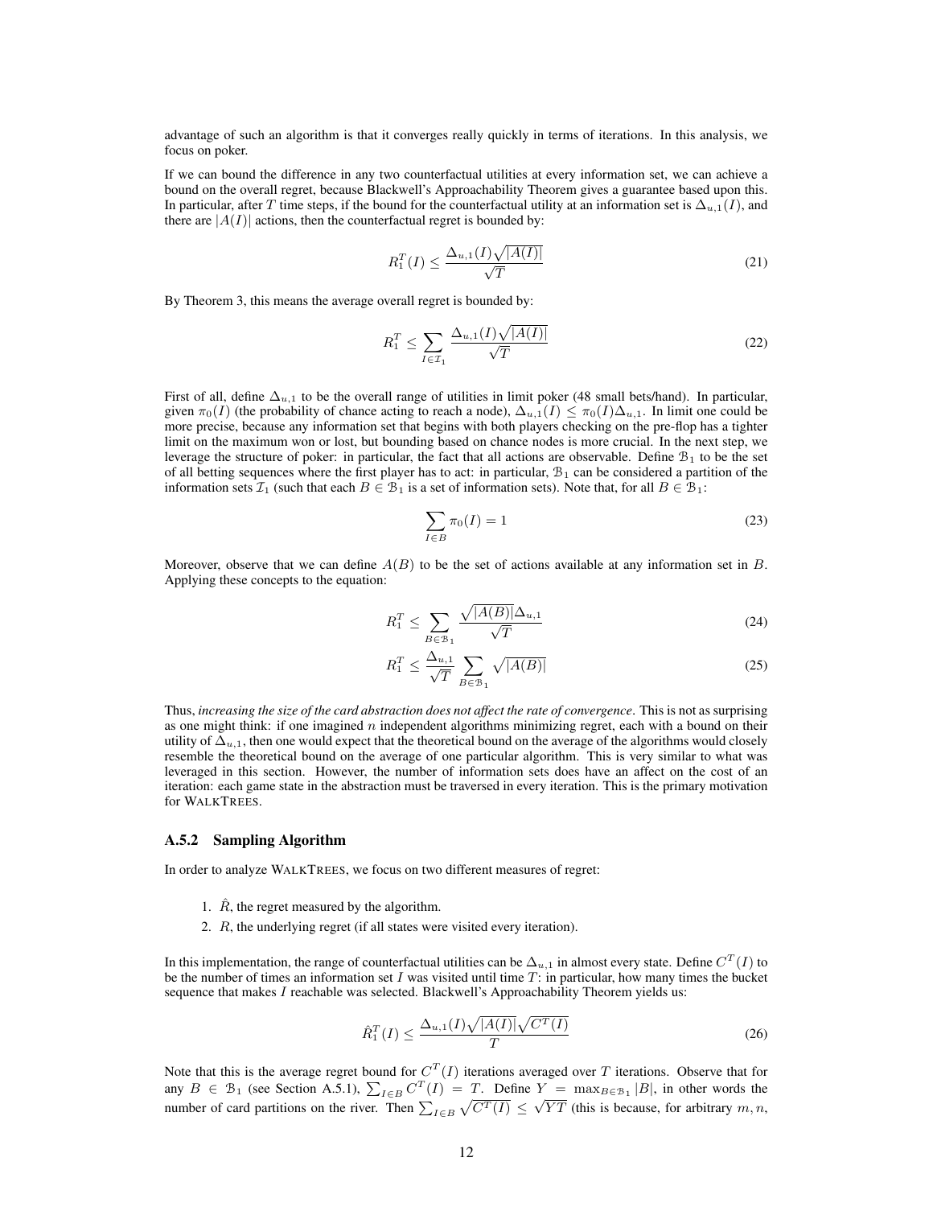advantage of such an algorithm is that it converges really quickly in terms of iterations. In this analysis, we focus on poker.

If we can bound the difference in any two counterfactual utilities at every information set, we can achieve a bound on the overall regret, because Blackwell's Approachability Theorem gives a guarantee based upon this. In particular, after $T$ time steps, if the bound for the counterfactual utility at an information set is $\Delta_{u,1}(I)$, and there are $|A(I)|$ actions, then the counterfactual regret is bounded by:

$$R_1^T(I) \leq \frac{\Delta_{u,1}(I)\sqrt{|A(I)|}}{\sqrt{T}} \tag{21}$$

By Theorem 3, this means the average overall regret is bounded by:

$$R_1^T \leq \sum_{I \in \mathcal{I}_1} \frac{\Delta_{u,1}(I)\sqrt{|A(I)|}}{\sqrt{T}} \tag{22}$$

First of all, define $\Delta_{u,1}$ to be the overall range of utilities in limit poker (48 small bets/hand). In particular, given $\pi_0(I)$ (the probability of chance acting to reach a node), $\Delta_{u,1}(I) \leq \pi_0(I)\Delta_{u,1}$. In limit one could be more precise, because any information set that begins with both players checking on the pre-flop has a tighter limit on the maximum won or lost, but bounding based on chance nodes is more crucial. In the next step, we leverage the structure of poker: in particular, the fact that all actions are observable. Define $\mathcal{B}_1$ to be the set of all betting sequences where the first player has to act: in particular, $\mathcal{B}_1$ can be considered a partition of the information sets $\mathcal{I}_1$ (such that each $B \in \mathcal{B}_1$ is a set of information sets). Note that, for all $B \in \mathcal{B}_1$:

$$\sum_{I \in B} \pi_0(I) = 1 \tag{23}$$

Moreover, observe that we can define $A(B)$ to be the set of actions available at any information set in $B$. Applying these concepts to the equation:

$$R_1^T \leq \sum_{B \in \mathcal{B}_1} \frac{\sqrt{|A(B)|}\Delta_{u,1}}{\sqrt{T}} \tag{24}$$

$$R_1^T \leq \frac{\Delta_{u,1}}{\sqrt{T}} \sum_{B \in \mathcal{B}_1} \sqrt{|A(B)|} \tag{25}$$

Thus, *increasing the size of the card abstraction does not affect the rate of convergence*. This is not as surprising as one might think: if one imagined $n$ independent algorithms minimizing regret, each with a bound on their utility of $\Delta_{u,1}$, then one would expect that the theoretical bound on the average of the algorithms would closely resemble the theoretical bound on the average of one particular algorithm. This is very similar to what was leveraged in this section. However, the number of information sets does have an affect on the cost of an iteration: each game state in the abstraction must be traversed in every iteration. This is the primary motivation for WALKTREES.

### A.5.2 Sampling Algorithm

In order to analyze WALKTREES, we focus on two different measures of regret:

1. $\hat{R}$, the regret measured by the algorithm.
2. $R$, the underlying regret (if all states were visited every iteration).

In this implementation, the range of counterfactual utilities can be $\Delta_{u,1}$ in almost every state. Define $C^T(I)$ to be the number of times an information set $I$ was visited until time $T$: in particular, how many times the bucket sequence that makes $I$ reachable was selected. Blackwell's Approachability Theorem yields us:

$$\hat{R}_1^T(I) \leq \frac{\Delta_{u,1}(I)\sqrt{|A(I)|}\sqrt{C^T(I)}}{T} \tag{26}$$

Note that this is the average regret bound for $C^T(I)$ iterations averaged over $T$ iterations. Observe that for any $B \in \mathcal{B}_1$ (see Section A.5.1), $\sum_{I \in B} C^T(I) = T$. Define $Y = \max_{B \in \mathcal{B}_1} |B|$, in other words the number of card partitions on the river. Then $\sum_{I \in B} \sqrt{C^T(I)} \leq \sqrt{YT}$ (this is because, for arbitrary $m, n$,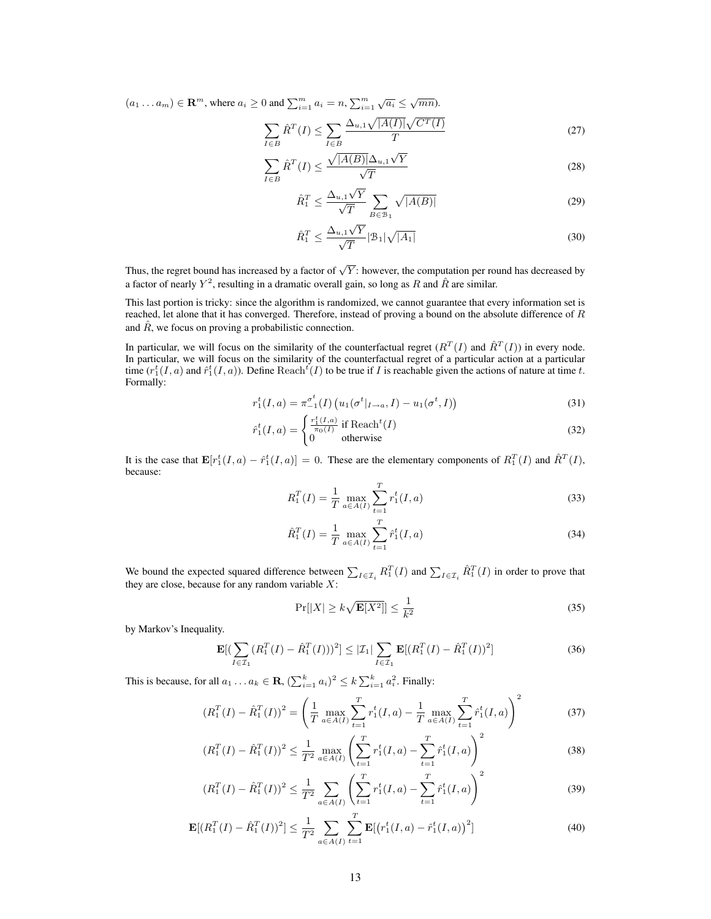$(a_1 \ldots a_m) \in \mathbf{R}^m$, where $a_i \geq 0$ and $\sum_{i=1}^m a_i = n$, $\sum_{i=1}^m \sqrt{a_i} \leq \sqrt{mn}$).

$$\sum_{I \in B} \hat{R}^T(I) \leq \sum_{I \in B} \frac{\Delta_{u,1}\sqrt{|A(I)|}\sqrt{C^T(I)}}{T} \tag{27}$$

$$\sum_{I \in B} \hat{R}^T(I) \leq \frac{\sqrt{|A(B)|}\Delta_{u,1}\sqrt{Y}}{\sqrt{T}} \tag{28}$$

$$\hat{R}_1^T \leq \frac{\Delta_{u,1}\sqrt{Y}}{\sqrt{T}} \sum_{B \in \mathcal{B}_1} \sqrt{|A(B)|} \tag{29}$$

$$\hat{R}_1^T \leq \frac{\Delta_{u,1}\sqrt{Y}}{\sqrt{T}} |\mathcal{B}_1| \sqrt{|A_1|} \tag{30}$$

Thus, the regret bound has increased by a factor of $\sqrt{Y}$: however, the computation per round has decreased by a factor of nearly $Y^2$, resulting in a dramatic overall gain, so long as $R$ and $\hat{R}$ are similar.

This last portion is tricky: since the algorithm is randomized, we cannot guarantee that every information set is reached, let alone that it has converged. Therefore, instead of proving a bound on the absolute difference of $R$ and $\hat{R}$, we focus on proving a probabilistic connection.

In particular, we will focus on the similarity of the counterfactual regret ($R^T(I)$ and $\hat{R}^T(I)$) in every node. In particular, we will focus on the similarity of the counterfactual regret of a particular action at a particular time ($r_1^t(I,a)$ and $\hat{r}_1^t(I,a)$). Define $\text{Reach}^t(I)$ to be true if $I$ is reachable given the actions of nature at time $t$. Formally:

$$r_1^t(I,a) = \pi_{-1}^{\sigma^t}(I)\left(u_1(\sigma^t|_{I \to a}, I) - u_1(\sigma^t, I)\right) \tag{31}$$

$$\hat{r}_1^t(I,a) = \begin{cases} \frac{r_1^t(I,a)}{\pi_0(I)} & \text{if Reach}^t(I) \\ 0 & \text{otherwise} \end{cases} \tag{32}$$

It is the case that $\mathbf{E}[r_1^t(I,a) - \hat{r}_1^t(I,a)] = 0$. These are the elementary components of $R_1^T(I)$ and $\hat{R}^T(I)$, because:

$$R_1^T(I) = \frac{1}{T} \max_{a \in A(I)} \sum_{t=1}^T r_1^t(I,a) \tag{33}$$

$$\hat{R}_1^T(I) = \frac{1}{T} \max_{a \in A(I)} \sum_{t=1}^T \hat{r}_1^t(I,a) \tag{34}$$

We bound the expected squared difference between $\sum_{I \in \mathcal{I}_i} R_1^T(I)$ and $\sum_{I \in \mathcal{I}_i} \hat{R}_1^T(I)$ in order to prove that they are close, because for any random variable $X$:

$$\Pr[|X| \geq k\sqrt{\mathbf{E}[X^2]}] \leq \frac{1}{k^2} \tag{35}$$

by Markov's Inequality.

$$\mathbf{E}[(\sum_{I \in \mathcal{I}_1} (R_1^T(I) - \hat{R}_1^T(I)))^2] \leq |\mathcal{I}_1| \sum_{I \in \mathcal{I}_1} \mathbf{E}[(R_1^T(I) - \hat{R}_1^T(I))^2] \tag{36}$$

This is because, for all $a_1 \ldots a_k \in \mathbf{R}$, $(\sum_{i=1}^k a_i)^2 \leq k \sum_{i=1}^k a_i^2$. Finally:

$$(R_1^T(I) - \hat{R}_1^T(I))^2 = \left(\frac{1}{T} \max_{a \in A(I)} \sum_{t=1}^T r_1^t(I,a) - \frac{1}{T} \max_{a \in A(I)} \sum_{t=1}^T \hat{r}_1^t(I,a)\right)^2 \tag{37}$$

$$(R_1^T(I) - \hat{R}_1^T(I))^2 \leq \frac{1}{T^2} \max_{a \in A(I)} \left(\sum_{t=1}^T r_1^t(I,a) - \sum_{t=1}^T \hat{r}_1^t(I,a)\right)^2 \tag{38}$$

$$(R_1^T(I) - \hat{R}_1^T(I))^2 \leq \frac{1}{T^2} \sum_{a \in A(I)} \left(\sum_{t=1}^T r_1^t(I,a) - \sum_{t=1}^T \hat{r}_1^t(I,a)\right)^2 \tag{39}$$

$$\mathbf{E}[(R_1^T(I) - \hat{R}_1^T(I))^2] \leq \frac{1}{T^2} \sum_{a \in A(I)} \sum_{t=1}^T \mathbf{E}[\left(r_1^t(I,a) - \hat{r}_1^t(I,a)\right)^2] \tag{40}$$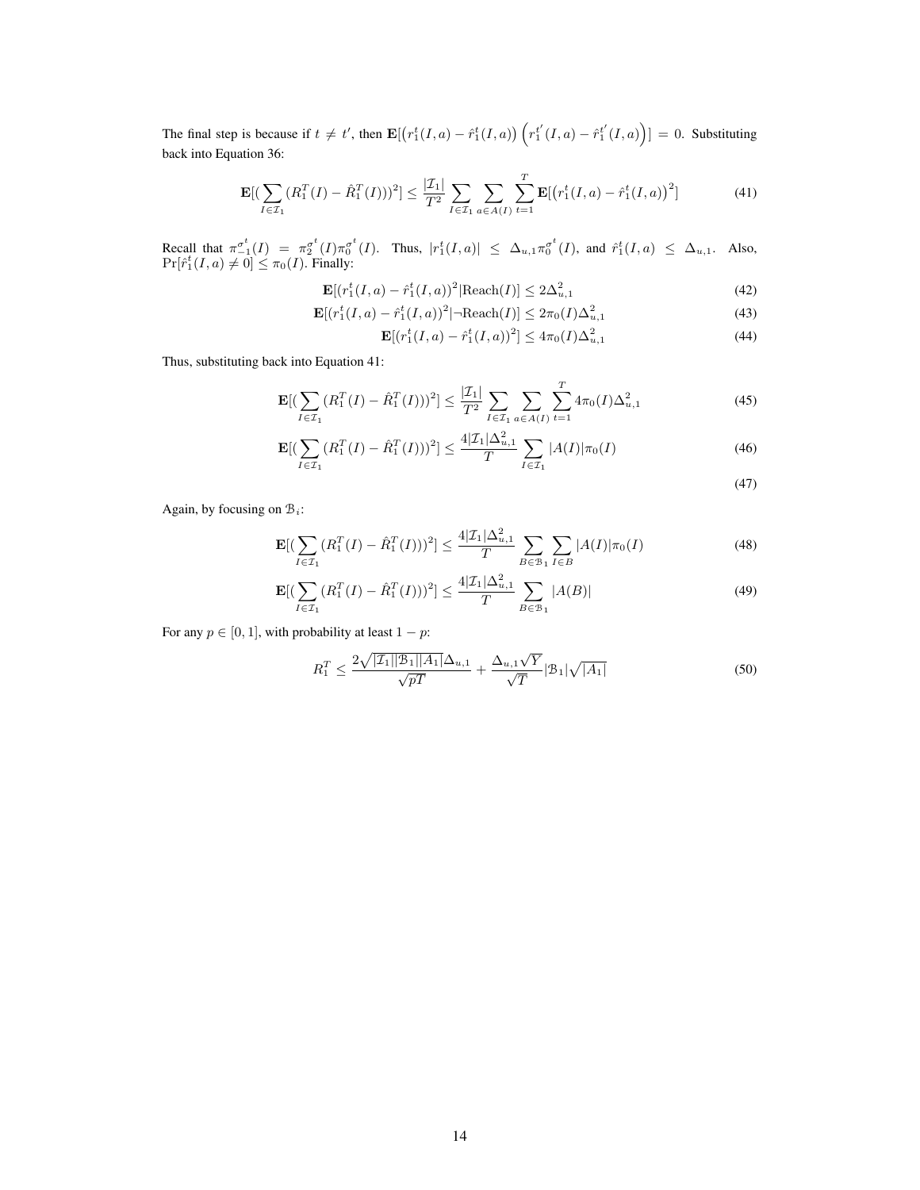The final step is because if $t \neq t'$, then $\mathbf{E}[\big(r_1^t(I,a) - \hat{r}_1^t(I,a)\big)\Big(r_1^{t'}(I,a) - \hat{r}_1^{t'}(I,a)\Big)] = 0$. Substituting back into Equation 36:

$$\mathbf{E}[(\sum_{I \in \mathcal{I}_1} (R_1^T(I) - \hat{R}_1^T(I)))^2] \leq \frac{|\mathcal{I}_1|}{T^2} \sum_{I \in \mathcal{I}_1} \sum_{a \in A(I)} \sum_{t=1}^{T} \mathbf{E}[\big(r_1^t(I,a) - \hat{r}_1^t(I,a)\big)^2] \tag{41}$$

Recall that $\pi_{-1}^{\sigma^t}(I) = \pi_2^{\sigma^t}(I)\pi_0^{\sigma^t}(I)$. Thus, $|r_1^t(I,a)| \leq \Delta_{u,1}\pi_0^{\sigma^t}(I)$, and $\hat{r}_1^t(I,a) \leq \Delta_{u,1}$. Also, $\Pr[\hat{r}_1^t(I,a) \neq 0] \leq \pi_0(I)$. Finally:

$$\mathbf{E}[(r_1^t(I,a) - \hat{r}_1^t(I,a))^2 | \text{Reach}(I)] \leq 2\Delta_{u,1}^2 \tag{42}$$

$$\mathbf{E}[(r_1^t(I,a) - \hat{r}_1^t(I,a))^2 | \neg\text{Reach}(I)] \leq 2\pi_0(I)\Delta_{u,1}^2 \tag{43}$$

$$\mathbf{E}[(r_1^t(I,a) - \hat{r}_1^t(I,a))^2] \leq 4\pi_0(I)\Delta_{u,1}^2 \tag{44}$$

Thus, substituting back into Equation 41:

$$\mathbf{E}[(\sum_{I \in \mathcal{I}_1} (R_1^T(I) - \hat{R}_1^T(I)))^2] \leq \frac{|\mathcal{I}_1|}{T^2} \sum_{I \in \mathcal{I}_1} \sum_{a \in A(I)} \sum_{t=1}^{T} 4\pi_0(I)\Delta_{u,1}^2 \tag{45}$$

$$\mathbf{E}[(\sum_{I \in \mathcal{I}_1} (R_1^T(I) - \hat{R}_1^T(I)))^2] \leq \frac{4|\mathcal{I}_1|\Delta_{u,1}^2}{T} \sum_{I \in \mathcal{I}_1} |A(I)|\pi_0(I) \tag{46}$$

$$\tag{47}$$

Again, by focusing on $\mathcal{B}_i$:

$$\mathbf{E}[(\sum_{I \in \mathcal{I}_1} (R_1^T(I) - \hat{R}_1^T(I)))^2] \leq \frac{4|\mathcal{I}_1|\Delta_{u,1}^2}{T} \sum_{B \in \mathcal{B}_1} \sum_{I \in B} |A(I)|\pi_0(I) \tag{48}$$

$$\mathbf{E}[(\sum_{I \in \mathcal{I}_1} (R_1^T(I) - \hat{R}_1^T(I)))^2] \leq \frac{4|\mathcal{I}_1|\Delta_{u,1}^2}{T} \sum_{B \in \mathcal{B}_1} |A(B)| \tag{49}$$

For any $p \in [0,1]$, with probability at least $1-p$:

$$R_1^T \leq \frac{2\sqrt{|\mathcal{I}_1||\mathcal{B}_1||A_1|}\Delta_{u,1}}{\sqrt{pT}} + \frac{\Delta_{u,1}\sqrt{Y}}{\sqrt{T}}|\mathcal{B}_1|\sqrt{|A_1|} \tag{50}$$